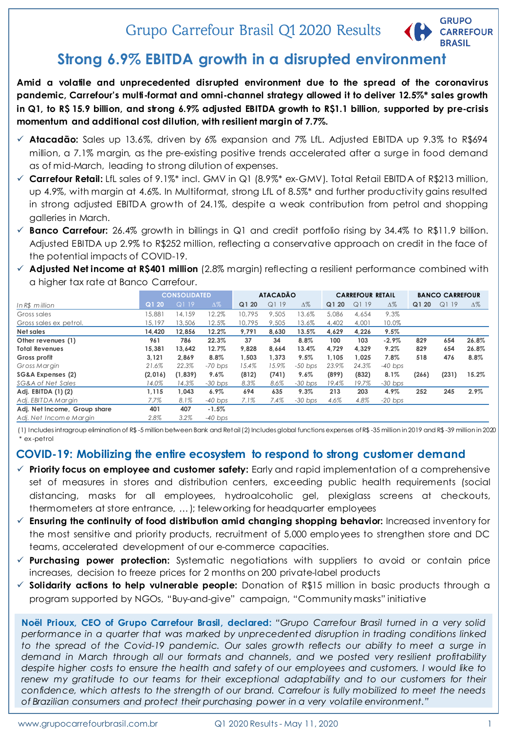# Grupo Carrefour Brasil Q1 2020 Results

GRUPO CARREFOUR BRASIL

## Strong 6.9% EBITDA growth in a disrupted environment

**Amid a volatile and unprecedented disrupted environment due to the spread of the coronavirus pandemic, Carrefour's multi-format and omni-channel strategy allowed it to deliver 12.5%* sales growth in Q1, to R$ 15.9 billion, and strong 6.9% adjusted EBITDA growth to R$1.1 billion, supported by pre-crisis momentum and additional cost dilution, with resilient margin of 7.7%.**

- ✓ **Atacadão:** Sales up 13.6%, driven by 6% expansion and 7% LfL. Adjusted EBITDA up 9.3% to R$694 million, a 7.1% margin, as the pre-existing positive trends accelerated after a surge in food demand as of mid-March, leading to strong dilution of expenses.
- ✓ **Carrefour Retail:** LfL sales of 9.1%* incl. GMV in Q1 (8.9%* ex-GMV). Total Retail EBITDA of R$213 million, up 4.9%, with margin at 4.6%. In Multiformat, strong LfL of 8.5%* and further productivity gains resulted in strong adjusted EBITDA growth of 24.1%, despite a weak contribution from petrol and shopping galleries in March.
- ✓ **Banco Carrefour:** 26.4% growth in billings in Q1 and credit portfolio rising by 34.4% to R$11.9 billion. Adjusted EBITDA up 2.9% to R$252 million, reflecting a conservative approach on credit in the face of the potential impacts of COVID-19.
- ✓ **Adjusted Net income at R$401 million** (2.8% margin) reflecting a resilient performance combined with a higher tax rate at Banco Carrefour.

| | CONSOLIDATED | | | ATACADÃO | | | CARREFOUR RETAIL | | | BANCO CARREFOUR | | |
|---|---|---|---|---|---|---|---|---|---|---|---|---|
| *In R$ million* | **Q1 20** | Q1 19 | Δ% | **Q1 20** | Q1 19 | Δ% | **Q1 20** | Q1 19 | Δ% | **Q1 20** | Q1 19 | Δ% |
| Gross sales | 15,881 | 14,159 | 12.2% | 10,795 | 9,505 | 13.6% | 5,086 | 4,654 | 9.3% | | | |
| Gross sales ex petrol. | 15,197 | 13,506 | 12.5% | 10,795 | 9,505 | 13.6% | 4,402 | 4,001 | 10.0% | | | |
| **Net sales** | **14,420** | **12,856** | **12.2%** | **9,791** | **8,630** | **13.5%** | **4,629** | **4,226** | **9.5%** | | | |
| **Other revenues (1)** | **961** | **786** | **22.3%** | **37** | **34** | **8.8%** | **100** | **103** | **-2.9%** | **829** | **654** | **26.8%** |
| **Total Revenues** | **15,381** | **13,642** | **12.7%** | **9,828** | **8,664** | **13.4%** | **4,729** | **4,329** | **9.2%** | **829** | **654** | **26.8%** |
| **Gross profit** | **3,121** | **2,869** | **8.8%** | **1,503** | **1,373** | **9.5%** | **1,105** | **1,025** | **7.8%** | **518** | **476** | **8.8%** |
| *Gross Margin* | *21.6%* | *22.3%* | *-70 bps* | *15.4%* | *15.9%* | *-50 bps* | *23.9%* | *24.3%* | *-40 bps* | | | |
| **SG&A Expenses (2)** | **(2,016)** | **(1,839)** | **9.6%** | **(812)** | **(741)** | **9.6%** | **(899)** | **(832)** | **8.1%** | **(266)** | **(231)** | **15.2%** |
| *SG&A of Net Sales* | *14.0%* | *14.3%* | *-30 bps* | *8.3%* | *8.6%* | *-30 bps* | *19.4%* | *19.7%* | *-30 bps* | | | |
| **Adj. EBITDA (1) (2)** | **1,115** | **1,043** | **6.9%** | **694** | **635** | **9.3%** | **213** | **203** | **4.9%** | **252** | **245** | **2.9%** |
| *Adj. EBITDA Margin* | *7.7%* | *8.1%* | *-40 bps* | *7.1%* | *7.4%* | *-30 bps* | *4.6%* | *4.8%* | *-20 bps* | | | |
| **Adj. Net Income, Group share** | **401** | **407** | **-1.5%** | | | | | | | | | |
| *Adj. Net Income Margin* | *2.8%* | *3.2%* | *-40 bps* | | | | | | | | | |

(1) Includes intragroup elimination of R$ -5 million between Bank and Retail (2) Includes global functions expenses of R$ -35 million in 2019 and R$ -39 million in 2020

\* ex-petrol

## COVID-19: Mobilizing the entire ecosystem to respond to strong customer demand

- ✓ **Priority focus on employee and customer safety:** Early and rapid implementation of a comprehensive set of measures in stores and distribution centers, exceeding public health requirements (social distancing, masks for all employees, hydroalcoholic gel, plexiglass screens at checkouts, thermometers at store entrance, … ); teleworking for headquarter employees
- ✓ **Ensuring the continuity of food distribution amid changing shopping behavior:** Increased inventory for the most sensitive and priority products, recruitment of 5,000 employees to strengthen store and DC teams, accelerated development of our e-commerce capacities.
- ✓ **Purchasing power protection:** Systematic negotiations with suppliers to avoid or contain price increases, decision to freeze prices for 2 months on 200 private-label products
- ✓ **Solidarity actions to help vulnerable people:** Donation of R$15 million in basic products through a program supported by NGOs, "Buy-and-give" campaign, "Community masks" initiative

**Noël Prioux, CEO of Grupo Carrefour Brasil, declared:** *"Grupo Carrefour Brasil turned in a very solid performance in a quarter that was marked by unprecedented disruption in trading conditions linked to the spread of the Covid-19 pandemic. Our sales growth reflects our ability to meet a surge in demand in March through all our formats and channels, and we posted very resilient profitability despite higher costs to ensure the health and safety of our employees and customers. I would like to renew my gratitude to our teams for their exceptional adaptability and to our customers for their confidence, which attests to the strength of our brand. Carrefour is fully mobilized to meet the needs of Brazilian consumers and protect their purchasing power in a very volatile environment."*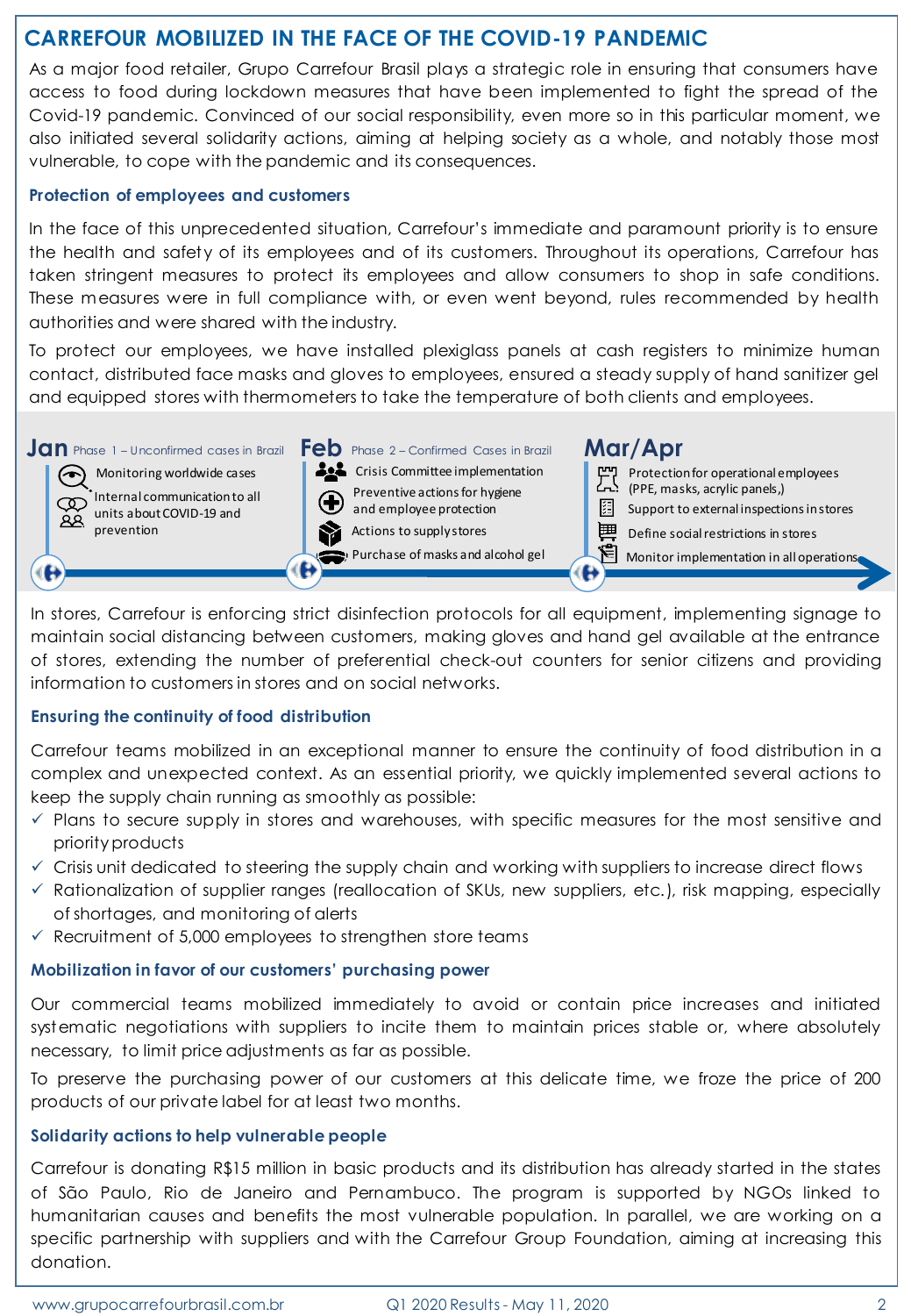# CARREFOUR MOBILIZED IN THE FACE OF THE COVID-19 PANDEMIC

As a major food retailer, Grupo Carrefour Brasil plays a strategic role in ensuring that consumers have access to food during lockdown measures that have been implemented to fight the spread of the Covid-19 pandemic. Convinced of our social responsibility, even more so in this particular moment, we also initiated several solidarity actions, aiming at helping society as a whole, and notably those most vulnerable, to cope with the pandemic and its consequences.

### Protection of employees and customers

In the face of this unprecedented situation, Carrefour's immediate and paramount priority is to ensure the health and safety of its employees and of its customers. Throughout its operations, Carrefour has taken stringent measures to protect its employees and allow consumers to shop in safe conditions. These measures were in full compliance with, or even went beyond, rules recommended by health authorities and were shared with the industry.

To protect our employees, we have installed plexiglass panels at cash registers to minimize human contact, distributed face masks and gloves to employees, ensured a steady supply of hand sanitizer gel and equipped stores with thermometers to take the temperature of both clients and employees.

**Jan** Phase 1 – Unconfirmed cases in Brazil
- Monitoring worldwide cases
- Internal communication to all units about COVID-19 and prevention

**Feb** Phase 2 – Confirmed Cases in Brazil
- Crisis Committee implementation
- Preventive actions for hygiene and employee protection
- Actions to supply stores
- Purchase of masks and alcohol gel

**Mar/Apr**
- Protection for operational employees (PPE, masks, acrylic panels,)
- Support to external inspections in stores
- Define social restrictions in stores
- Monitor implementation in all operations

In stores, Carrefour is enforcing strict disinfection protocols for all equipment, implementing signage to maintain social distancing between customers, making gloves and hand gel available at the entrance of stores, extending the number of preferential check-out counters for senior citizens and providing information to customers in stores and on social networks.

### Ensuring the continuity of food distribution

Carrefour teams mobilized in an exceptional manner to ensure the continuity of food distribution in a complex and unexpected context. As an essential priority, we quickly implemented several actions to keep the supply chain running as smoothly as possible:

- ✓ Plans to secure supply in stores and warehouses, with specific measures for the most sensitive and priority products
- ✓ Crisis unit dedicated to steering the supply chain and working with suppliers to increase direct flows
- ✓ Rationalization of supplier ranges (reallocation of SKUs, new suppliers, etc.), risk mapping, especially of shortages, and monitoring of alerts
- ✓ Recruitment of 5,000 employees to strengthen store teams

### Mobilization in favor of our customers' purchasing power

Our commercial teams mobilized immediately to avoid or contain price increases and initiated systematic negotiations with suppliers to incite them to maintain prices stable or, where absolutely necessary, to limit price adjustments as far as possible.

To preserve the purchasing power of our customers at this delicate time, we froze the price of 200 products of our private label for at least two months.

### Solidarity actions to help vulnerable people

Carrefour is donating R$15 million in basic products and its distribution has already started in the states of São Paulo, Rio de Janeiro and Pernambuco. The program is supported by NGOs linked to humanitarian causes and benefits the most vulnerable population. In parallel, we are working on a specific partnership with suppliers and with the Carrefour Group Foundation, aiming at increasing this donation.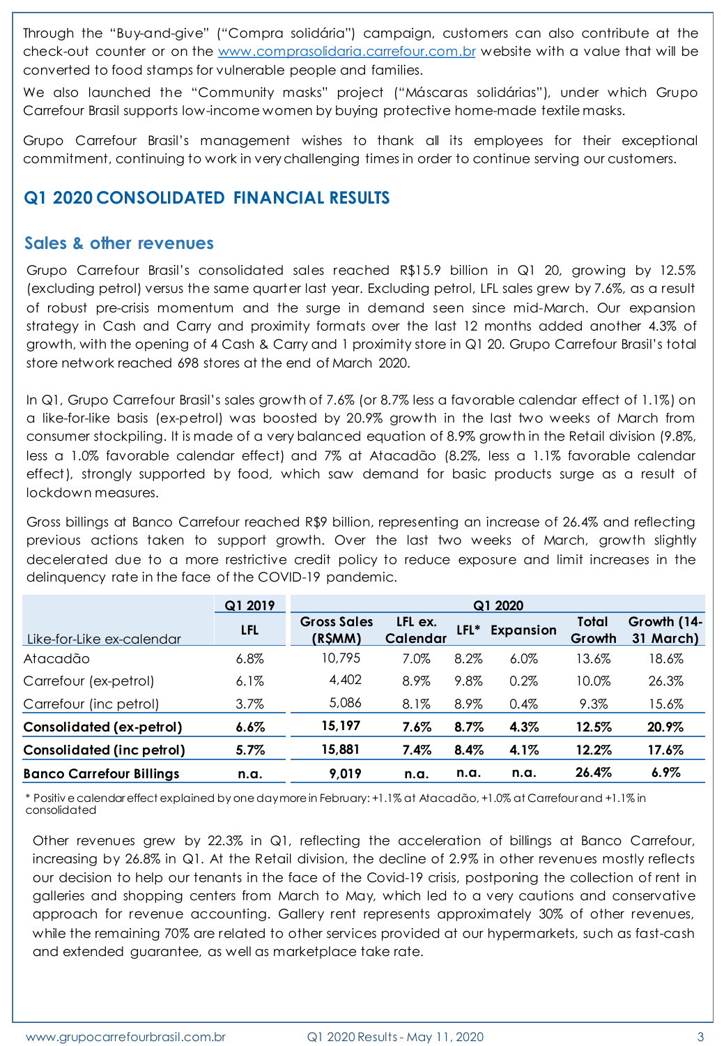Through the "Buy-and-give" ("Compra solidária") campaign, customers can also contribute at the check-out counter or on the www.comprasolidaria.carrefour.com.br website with a value that will be converted to food stamps for vulnerable people and families.

We also launched the "Community masks" project ("Máscaras solidárias"), under which Grupo Carrefour Brasil supports low-income women by buying protective home-made textile masks.

Grupo Carrefour Brasil's management wishes to thank all its employees for their exceptional commitment, continuing to work in very challenging times in order to continue serving our customers.

## Q1 2020 CONSOLIDATED FINANCIAL RESULTS

### Sales & other revenues

Grupo Carrefour Brasil's consolidated sales reached R$15.9 billion in Q1 20, growing by 12.5% (excluding petrol) versus the same quarter last year. Excluding petrol, LFL sales grew by 7.6%, as a result of robust pre-crisis momentum and the surge in demand seen since mid-March. Our expansion strategy in Cash and Carry and proximity formats over the last 12 months added another 4.3% of growth, with the opening of 4 Cash & Carry and 1 proximity store in Q1 20. Grupo Carrefour Brasil's total store network reached 698 stores at the end of March 2020.

In Q1, Grupo Carrefour Brasil's sales growth of 7.6% (or 8.7% less a favorable calendar effect of 1.1%) on a like-for-like basis (ex-petrol) was boosted by 20.9% growth in the last two weeks of March from consumer stockpiling. It is made of a very balanced equation of 8.9% growth in the Retail division (9.8%, less a 1.0% favorable calendar effect) and 7% at Atacadão (8.2%, less a 1.1% favorable calendar effect), strongly supported by food, which saw demand for basic products surge as a result of lockdown measures.

Gross billings at Banco Carrefour reached R$9 billion, representing an increase of 26.4% and reflecting previous actions taken to support growth. Over the last two weeks of March, growth slightly decelerated due to a more restrictive credit policy to reduce exposure and limit increases in the delinquency rate in the face of the COVID-19 pandemic.

| | Q1 2019 | Q1 2020 | | | | | |
|---|---|---|---|---|---|---|---|
| Like-for-Like ex-calendar | LFL | Gross Sales (R$MM) | LFL ex. Calendar | LFL* | Expansion | Total Growth | Growth (14-31 March) |
| Atacadão | 6.8% | 10,795 | 7.0% | 8.2% | 6.0% | 13.6% | 18.6% |
| Carrefour (ex-petrol) | 6.1% | 4,402 | 8.9% | 9.8% | 0.2% | 10.0% | 26.3% |
| Carrefour (inc petrol) | 3.7% | 5,086 | 8.1% | 8.9% | 0.4% | 9.3% | 15.6% |
| **Consolidated (ex-petrol)** | **6.6%** | **15,197** | **7.6%** | **8.7%** | **4.3%** | **12.5%** | **20.9%** |
| **Consolidated (inc petrol)** | **5.7%** | **15,881** | **7.4%** | **8.4%** | **4.1%** | **12.2%** | **17.6%** |
| **Banco Carrefour Billings** | **n.a.** | **9,019** | **n.a.** | **n.a.** | **n.a.** | **26.4%** | **6.9%** |

\* Positive calendar effect explained by one day more in February: +1.1% at Atacadão, +1.0% at Carrefour and +1.1% in consolidated

Other revenues grew by 22.3% in Q1, reflecting the acceleration of billings at Banco Carrefour, increasing by 26.8% in Q1. At the Retail division, the decline of 2.9% in other revenues mostly reflects our decision to help our tenants in the face of the Covid-19 crisis, postponing the collection of rent in galleries and shopping centers from March to May, which led to a very cautious and conservative approach for revenue accounting. Gallery rent represents approximately 30% of other revenues, while the remaining 70% are related to other services provided at our hypermarkets, such as fast-cash and extended guarantee, as well as marketplace take rate.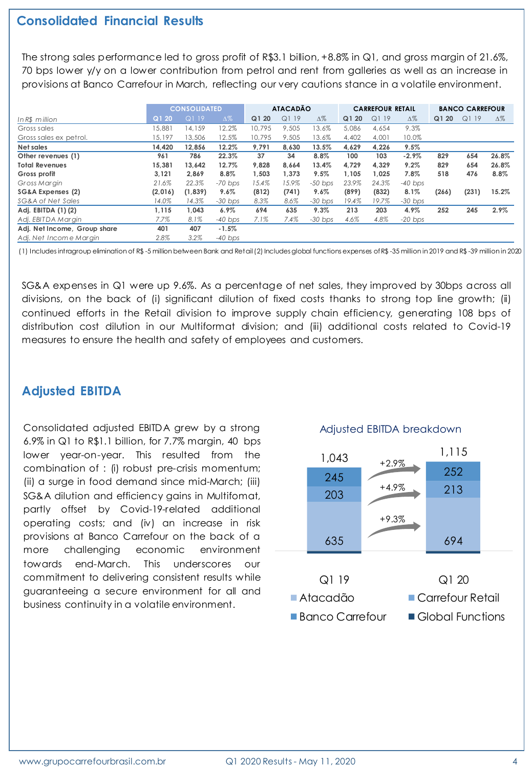## Consolidated Financial Results

The strong sales performance led to gross profit of R$3.1 billion, +8.8% in Q1, and gross margin of 21.6%, 70 bps lower y/y on a lower contribution from petrol and rent from galleries as well as an increase in provisions at Banco Carrefour in March, reflecting our very cautions stance in a volatile environment.

| | CONSOLIDATED | | | ATACADÃO | | | CARREFOUR RETAIL | | | BANCO CARREFOUR | | |
|---|---|---|---|---|---|---|---|---|---|---|---|---|
| *In R$ million* | Q1 20 | Q1 19 | Δ% | Q1 20 | Q1 19 | Δ% | Q1 20 | Q1 19 | Δ% | Q1 20 | Q1 19 | Δ% |
| Gross sales | 15,881 | 14,159 | 12.2% | 10,795 | 9,505 | 13.6% | 5,086 | 4,654 | 9.3% | | | |
| Gross sales ex petrol. | 15,197 | 13,506 | 12.5% | 10,795 | 9,505 | 13.6% | 4,402 | 4,001 | 10.0% | | | |
| **Net sales** | **14,420** | **12,856** | **12.2%** | **9,791** | **8,630** | **13.5%** | **4,629** | **4,226** | **9.5%** | | | |
| **Other revenues (1)** | **961** | **786** | **22.3%** | **37** | **34** | **8.8%** | **100** | **103** | **-2.9%** | **829** | **654** | **26.8%** |
| **Total Revenues** | **15,381** | **13,642** | **12.7%** | **9,828** | **8,664** | **13.4%** | **4,729** | **4,329** | **9.2%** | **829** | **654** | **26.8%** |
| **Gross profit** | **3,121** | **2,869** | **8.8%** | **1,503** | **1,373** | **9.5%** | **1,105** | **1,025** | **7.8%** | **518** | **476** | **8.8%** |
| *Gross Margin* | *21.6%* | *22.3%* | *-70 bps* | *15.4%* | *15.9%* | *-50 bps* | *23.9%* | *24.3%* | *-40 bps* | | | |
| **SG&A Expenses (2)** | **(2,016)** | **(1,839)** | **9.6%** | **(812)** | **(741)** | **9.6%** | **(899)** | **(832)** | **8.1%** | **(266)** | **(231)** | **15.2%** |
| *SG&A of Net Sales* | *14.0%* | *14.3%* | *-30 bps* | *8.3%* | *8.6%* | *-30 bps* | *19.4%* | *19.7%* | *-30 bps* | | | |
| **Adj. EBITDA (1) (2)** | **1,115** | **1,043** | **6.9%** | **694** | **635** | **9.3%** | **213** | **203** | **4.9%** | **252** | **245** | **2.9%** |
| *Adj. EBITDA Margin* | *7.7%* | *8.1%* | *-40 bps* | *7.1%* | *7.4%* | *-30 bps* | *4.6%* | *4.8%* | *-20 bps* | | | |
| **Adj. Net Income, Group share** | **401** | **407** | **-1.5%** | | | | | | | | | |
| *Adj. Net Income Margin* | *2.8%* | *3.2%* | *-40 bps* | | | | | | | | | |

(1) Includes intragroup elimination of R$ -5 million between Bank and Retail (2) Includes global functions expenses of R$ -35 million in 2019 and R$ -39 million in 2020

SG&A expenses in Q1 were up 9.6%. As a percentage of net sales, they improved by 30bps across all divisions, on the back of (i) significant dilution of fixed costs thanks to strong top line growth; (ii) continued efforts in the Retail division to improve supply chain efficiency, generating 108 bps of distribution cost dilution in our Multiformat division; and (iii) additional costs related to Covid-19 measures to ensure the health and safety of employees and customers.

## Adjusted EBITDA

Consolidated adjusted EBITDA grew by a strong 6.9% in Q1 to R$1.1 billion, for 7.7% margin, 40 bps lower year-on-year. This resulted from the combination of : (i) robust pre-crisis momentum; (ii) a surge in food demand since mid-March; (iii) SG&A dilution and efficiency gains in Multifomat, partly offset by Covid-19-related additional operating costs; and (iv) an increase in risk provisions at Banco Carrefour on the back of a more challenging economic environment towards end-March. This underscores our commitment to delivering consistent results while guaranteeing a secure environment for all and business continuity in a volatile environment.

Adjusted EBITDA breakdown

1,043
245
203
635
Q1 19

+2.9%
+4.9%
+9.3%

1,115
252
213
694
Q1 20

Atacadão
Carrefour Retail
Banco Carrefour
Global Functions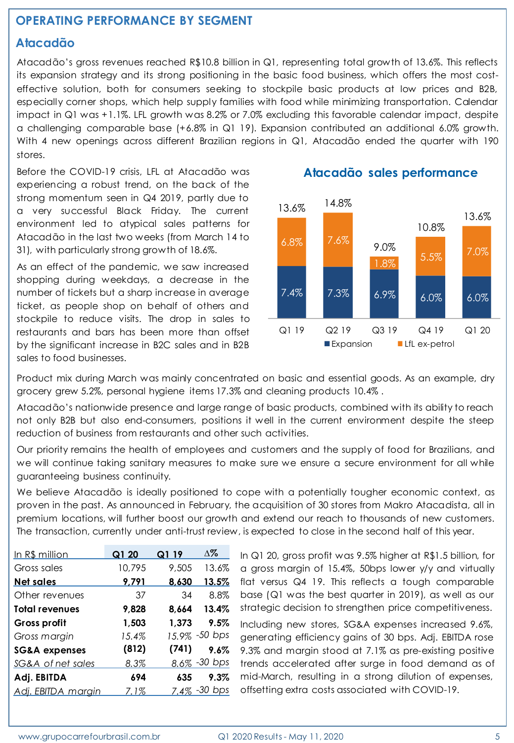## OPERATING PERFORMANCE BY SEGMENT

### Atacadão

Atacadão's gross revenues reached R$10.8 billion in Q1, representing total growth of 13.6%. This reflects its expansion strategy and its strong positioning in the basic food business, which offers the most cost-effective solution, both for consumers seeking to stockpile basic products at low prices and B2B, especially corner shops, which help supply families with food while minimizing transportation. Calendar impact in Q1 was +1.1%. LFL growth was 8.2% or 7.0% excluding this favorable calendar impact, despite a challenging comparable base (+6.8% in Q1 19). Expansion contributed an additional 6.0% growth. With 4 new openings across different Brazilian regions in Q1, Atacadão ended the quarter with 190 stores.

Before the COVID-19 crisis, LFL at Atacadão was experiencing a robust trend, on the back of the strong momentum seen in Q4 2019, partly due to a very successful Black Friday. The current environment led to atypical sales patterns for Atacadão in the last two weeks (from March 14 to 31), with particularly strong growth of 18.6%.

As an effect of the pandemic, we saw increased shopping during weekdays, a decrease in the number of tickets but a sharp increase in average ticket, as people shop on behalf of others and stockpile to reduce visits. The drop in sales to restaurants and bars has been more than offset by the significant increase in B2C sales and in B2B sales to food businesses.

**Atacadão sales performance**

Q1 19: 13.6% (Expansion 7.4%, LfL ex-petrol 6.8%)
Q2 19: 14.8% (Expansion 7.3%, LfL ex-petrol 7.6%)
Q3 19: 9.0% (Expansion 6.9%, LfL ex-petrol 1.8%)
Q4 19: 10.8% (Expansion 6.0%, LfL ex-petrol 5.5%)
Q1 20: 13.6% (Expansion 6.0%, LfL ex-petrol 7.0%)

Expansion | LfL ex-petrol

Product mix during March was mainly concentrated on basic and essential goods. As an example, dry grocery grew 5.2%, personal hygiene items 17.3% and cleaning products 10.4% .

Atacadão's nationwide presence and large range of basic products, combined with its ability to reach not only B2B but also end-consumers, positions it well in the current environment despite the steep reduction of business from restaurants and other such activities.

Our priority remains the health of employees and customers and the supply of food for Brazilians, and we will continue taking sanitary measures to make sure we ensure a secure environment for all while guaranteeing business continuity.

We believe Atacadão is ideally positioned to cope with a potentially tougher economic context, as proven in the past. As announced in February, the acquisition of 30 stores from Makro Atacadista, all in premium locations, will further boost our growth and extend our reach to thousands of new customers. The transaction, currently under anti-trust review, is expected to close in the second half of this year.

| In R$ million | Q1 20 | Q1 19 | Δ% |
|---|---|---|---|
| Gross sales | 10,795 | 9,505 | 13.6% |
| **Net sales** | **9,791** | **8,630** | **13.5%** |
| Other revenues | 37 | 34 | 8.8% |
| **Total revenues** | **9,828** | **8,664** | **13.4%** |
| **Gross profit** | **1,503** | **1,373** | **9.5%** |
| *Gross margin* | *15.4%* | *15.9%* | *-50 bps* |
| **SG&A expenses** | **(812)** | **(741)** | **9.6%** |
| *SG&A of net sales* | *8.3%* | *8.6%* | *-30 bps* |
| **Adj. EBITDA** | **694** | **635** | **9.3%** |
| *Adj. EBITDA margin* | *7.1%* | *7.4%* | *-30 bps* |

In Q1 20, gross profit was 9.5% higher at R$1.5 billion, for a gross margin of 15.4%, 50bps lower y/y and virtually flat versus Q4 19. This reflects a tough comparable base (Q1 was the best quarter in 2019), as well as our strategic decision to strengthen price competitiveness.

Including new stores, SG&A expenses increased 9.6%, generating efficiency gains of 30 bps. Adj. EBITDA rose 9.3% and margin stood at 7.1% as pre-existing positive trends accelerated after surge in food demand as of mid-March, resulting in a strong dilution of expenses, offsetting extra costs associated with COVID-19.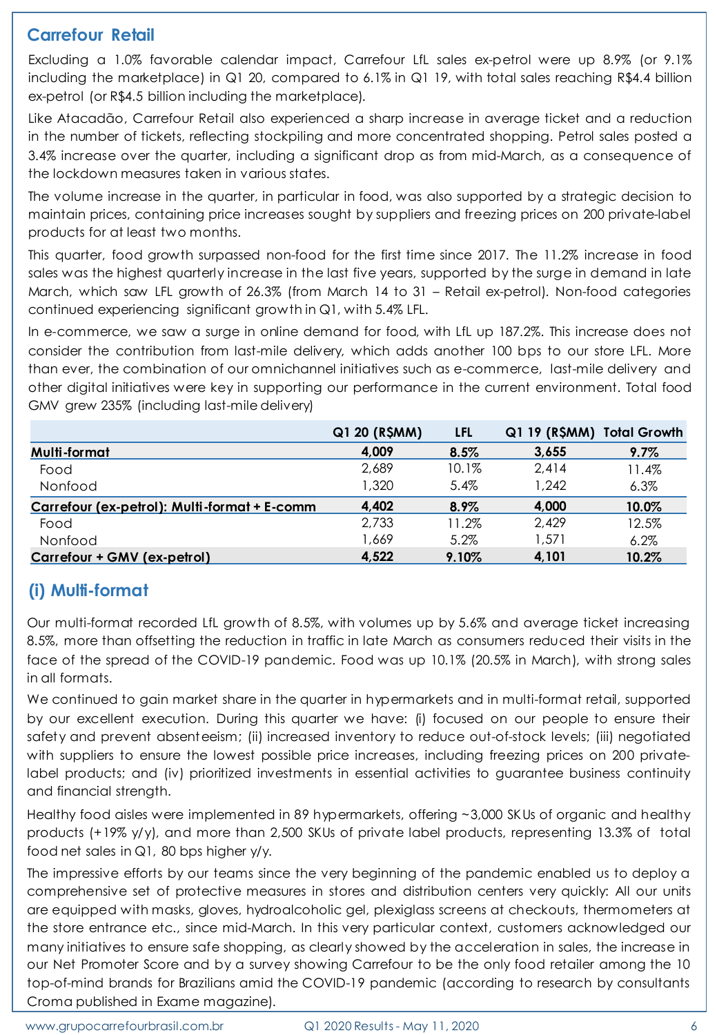## Carrefour Retail

Excluding a 1.0% favorable calendar impact, Carrefour LfL sales ex-petrol were up 8.9% (or 9.1% including the marketplace) in Q1 20, compared to 6.1% in Q1 19, with total sales reaching R$4.4 billion ex-petrol (or R$4.5 billion including the marketplace).

Like Atacadão, Carrefour Retail also experienced a sharp increase in average ticket and a reduction in the number of tickets, reflecting stockpiling and more concentrated shopping. Petrol sales posted a 3.4% increase over the quarter, including a significant drop as from mid-March, as a consequence of the lockdown measures taken in various states.

The volume increase in the quarter, in particular in food, was also supported by a strategic decision to maintain prices, containing price increases sought by suppliers and freezing prices on 200 private-label products for at least two months.

This quarter, food growth surpassed non-food for the first time since 2017. The 11.2% increase in food sales was the highest quarterly increase in the last five years, supported by the surge in demand in late March, which saw LFL growth of 26.3% (from March 14 to 31 – Retail ex-petrol). Non-food categories continued experiencing significant growth in Q1, with 5.4% LFL.

In e-commerce, we saw a surge in online demand for food, with LfL up 187.2%. This increase does not consider the contribution from last-mile delivery, which adds another 100 bps to our store LFL. More than ever, the combination of our omnichannel initiatives such as e-commerce, last-mile delivery and other digital initiatives were key in supporting our performance in the current environment. Total food GMV grew 235% (including last-mile delivery)

| | Q1 20 (R$MM) | LFL | Q1 19 (R$MM) | Total Growth |
|---|---|---|---|---|
| **Multi-format** | **4,009** | **8.5%** | **3,655** | **9.7%** |
| Food | 2,689 | 10.1% | 2,414 | 11.4% |
| Nonfood | 1,320 | 5.4% | 1,242 | 6.3% |
| **Carrefour (ex-petrol): Multi-format + E-comm** | **4,402** | **8.9%** | **4,000** | **10.0%** |
| Food | 2,733 | 11.2% | 2,429 | 12.5% |
| Nonfood | 1,669 | 5.2% | 1,571 | 6.2% |
| **Carrefour + GMV (ex-petrol)** | **4,522** | **9.10%** | **4,101** | **10.2%** |

## (i) Multi-format

Our multi-format recorded LfL growth of 8.5%, with volumes up by 5.6% and average ticket increasing 8.5%, more than offsetting the reduction in traffic in late March as consumers reduced their visits in the face of the spread of the COVID-19 pandemic. Food was up 10.1% (20.5% in March), with strong sales in all formats.

We continued to gain market share in the quarter in hypermarkets and in multi-format retail, supported by our excellent execution. During this quarter we have: (i) focused on our people to ensure their safety and prevent absenteeism; (ii) increased inventory to reduce out-of-stock levels; (iii) negotiated with suppliers to ensure the lowest possible price increases, including freezing prices on 200 private-label products; and (iv) prioritized investments in essential activities to guarantee business continuity and financial strength.

Healthy food aisles were implemented in 89 hypermarkets, offering ~3,000 SKUs of organic and healthy products (+19% y/y), and more than 2,500 SKUs of private label products, representing 13.3% of total food net sales in Q1, 80 bps higher y/y.

The impressive efforts by our teams since the very beginning of the pandemic enabled us to deploy a comprehensive set of protective measures in stores and distribution centers very quickly: All our units are equipped with masks, gloves, hydroalcoholic gel, plexiglass screens at checkouts, thermometers at the store entrance etc., since mid-March. In this very particular context, customers acknowledged our many initiatives to ensure safe shopping, as clearly showed by the acceleration in sales, the increase in our Net Promoter Score and by a survey showing Carrefour to be the only food retailer among the 10 top-of-mind brands for Brazilians amid the COVID-19 pandemic (according to research by consultants Croma published in Exame magazine).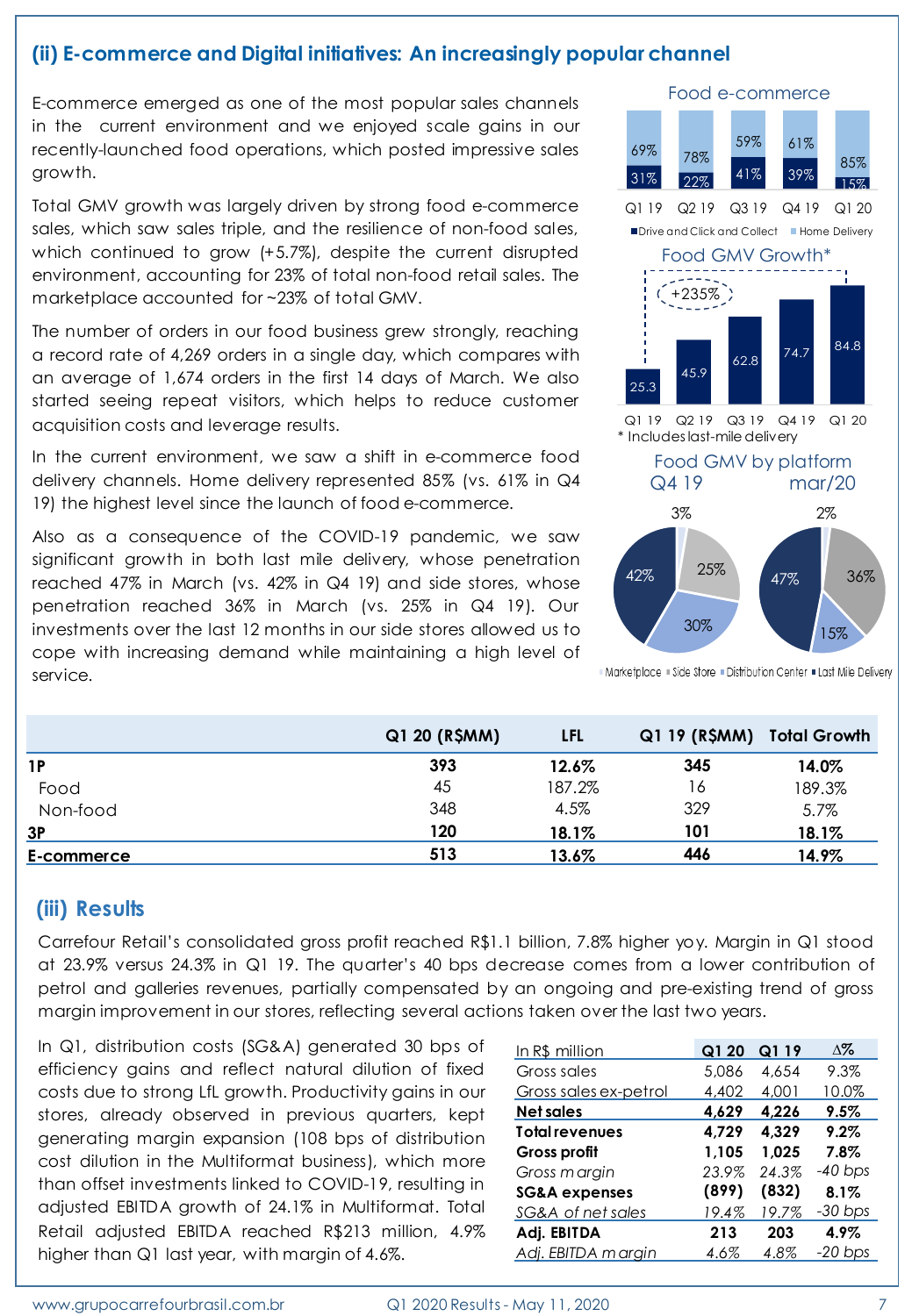## (ii) E-commerce and Digital initiatives: An increasingly popular channel

E-commerce emerged as one of the most popular sales channels in the current environment and we enjoyed scale gains in our recently-launched food operations, which posted impressive sales growth.

Total GMV growth was largely driven by strong food e-commerce sales, which saw sales triple, and the resilience of non-food sales, which continued to grow (+5.7%), despite the current disrupted environment, accounting for 23% of total non-food retail sales. The marketplace accounted for ~23% of total GMV.

The number of orders in our food business grew strongly, reaching a record rate of 4,269 orders in a single day, which compares with an average of 1,674 orders in the first 14 days of March. We also started seeing repeat visitors, which helps to reduce customer acquisition costs and leverage results.

In the current environment, we saw a shift in e-commerce food delivery channels. Home delivery represented 85% (vs. 61% in Q4 19) the highest level since the launch of food e-commerce.

Also as a consequence of the COVID-19 pandemic, we saw significant growth in both last mile delivery, whose penetration reached 47% in March (vs. 42% in Q4 19) and side stores, whose penetration reached 36% in March (vs. 25% in Q4 19). Our investments over the last 12 months in our side stores allowed us to cope with increasing demand while maintaining a high level of service.

Food e-commerce

Q1 19: 69%, 31%
Q2 19: 78%, 22%
Q3 19: 59%, 41%
Q4 19: 61%, 39%
Q1 20: 85%, 15%

Drive and Click and Collect · Home Delivery

Food GMV Growth*

+235%

Q1 19: 25.3
Q2 19: 45.9
Q3 19: 62.8
Q4 19: 74.7
Q1 20: 84.8

\* Includes last-mile delivery

Food GMV by platform

Q4 19: 3%, 25%, 30%, 42%
mar/20: 2%, 36%, 15%, 47%

Marketplace · Side Store · Distribution Center · Last Mile Delivery

| | Q1 20 (R$MM) | LFL | Q1 19 (R$MM) | Total Growth |
|---|---|---|---|---|
| **1P** | **393** | **12.6%** | **345** | **14.0%** |
| Food | 45 | 187.2% | 16 | 189.3% |
| Non-food | 348 | 4.5% | 329 | 5.7% |
| **3P** | **120** | **18.1%** | **101** | **18.1%** |
| **E-commerce** | **513** | **13.6%** | **446** | **14.9%** |

## (iii) Results

Carrefour Retail's consolidated gross profit reached R$1.1 billion, 7.8% higher yoy. Margin in Q1 stood at 23.9% versus 24.3% in Q1 19. The quarter's 40 bps decrease comes from a lower contribution of petrol and galleries revenues, partially compensated by an ongoing and pre-existing trend of gross margin improvement in our stores, reflecting several actions taken over the last two years.

In Q1, distribution costs (SG&A) generated 30 bps of efficiency gains and reflect natural dilution of fixed costs due to strong LfL growth. Productivity gains in our stores, already observed in previous quarters, kept generating margin expansion (108 bps of distribution cost dilution in the Multiformat business), which more than offset investments linked to COVID-19, resulting in adjusted EBITDA growth of 24.1% in Multiformat. Total Retail adjusted EBITDA reached R$213 million, 4.9% higher than Q1 last year, with margin of 4.6%.

| In R$ million | Q1 20 | Q1 19 | Δ% |
|---|---|---|---|
| Gross sales | 5,086 | 4,654 | 9.3% |
| Gross sales ex-petrol | 4,402 | 4,001 | 10.0% |
| **Net sales** | **4,629** | **4,226** | **9.5%** |
| **Total revenues** | **4,729** | **4,329** | **9.2%** |
| **Gross profit** | **1,105** | **1,025** | **7.8%** |
| *Gross margin* | *23.9%* | *24.3%* | *-40 bps* |
| **SG&A expenses** | **(899)** | **(832)** | **8.1%** |
| *SG&A of net sales* | *19.4%* | *19.7%* | *-30 bps* |
| **Adj. EBITDA** | **213** | **203** | **4.9%** |
| *Adj. EBITDA margin* | *4.6%* | *4.8%* | *-20 bps* |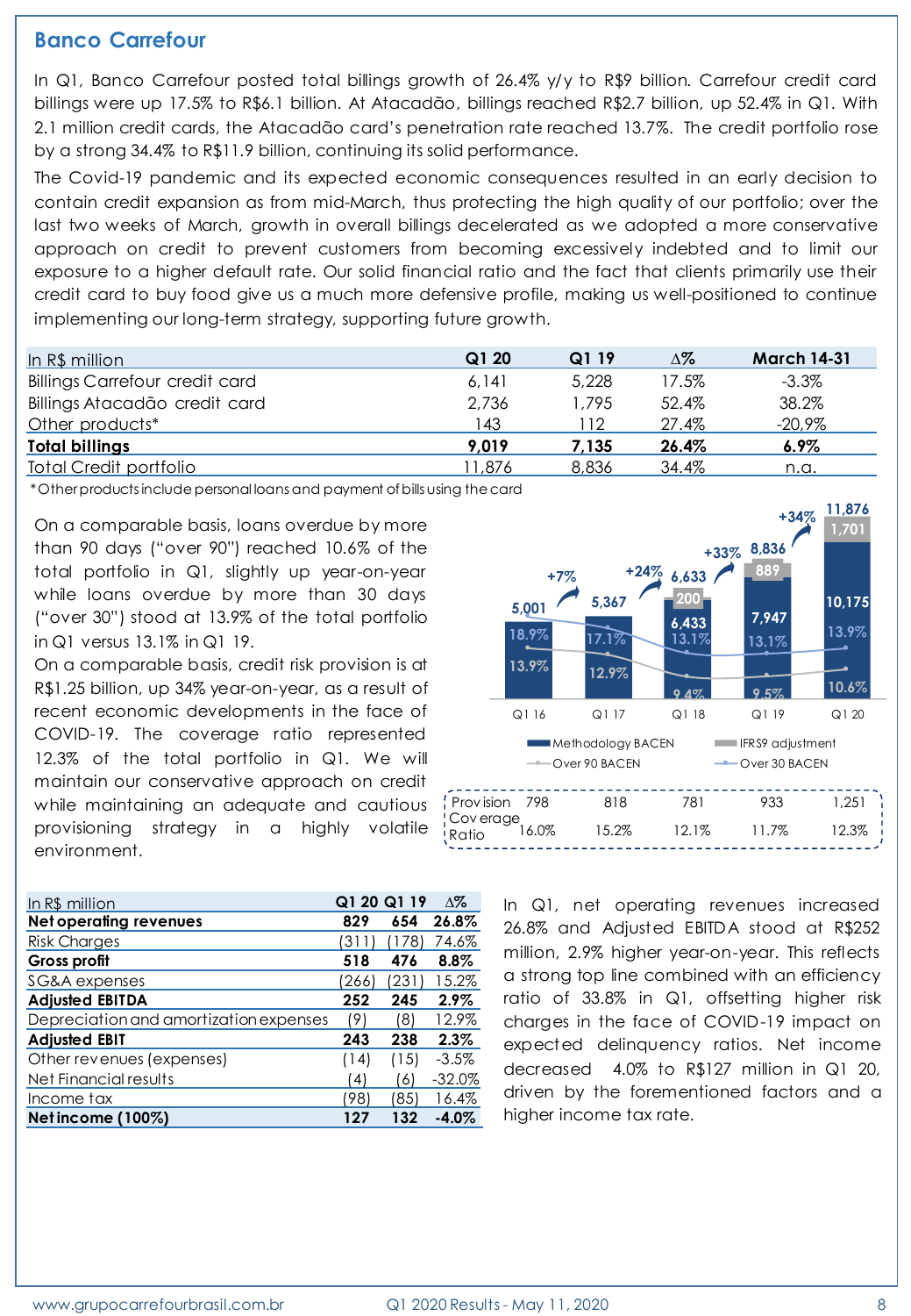## Banco Carrefour

In Q1, Banco Carrefour posted total billings growth of 26.4% y/y to R$9 billion. Carrefour credit card billings were up 17.5% to R$6.1 billion. At Atacadão, billings reached R$2.7 billion, up 52.4% in Q1. With 2.1 million credit cards, the Atacadão card's penetration rate reached 13.7%. The credit portfolio rose by a strong 34.4% to R$11.9 billion, continuing its solid performance.

The Covid-19 pandemic and its expected economic consequences resulted in an early decision to contain credit expansion as from mid-March, thus protecting the high quality of our portfolio; over the last two weeks of March, growth in overall billings decelerated as we adopted a more conservative approach on credit to prevent customers from becoming excessively indebted and to limit our exposure to a higher default rate. Our solid financial ratio and the fact that clients primarily use their credit card to buy food give us a much more defensive profile, making us well-positioned to continue implementing our long-term strategy, supporting future growth.

| In R$ million | Q1 20 | Q1 19 | ∆% | March 14-31 |
|---|---|---|---|---|
| Billings Carrefour credit card | 6,141 | 5,228 | 17.5% | -3.3% |
| Billings Atacadão credit card | 2,736 | 1,795 | 52.4% | 38.2% |
| Other products* | 143 | 112 | 27.4% | -20,9% |
| **Total billings** | **9,019** | **7,135** | **26.4%** | **6.9%** |
| Total Credit portfolio | 11,876 | 8,836 | 34.4% | n.a. |

*Other products include personal loans and payment of bills using the card

On a comparable basis, loans overdue by more than 90 days ("over 90") reached 10.6% of the total portfolio in Q1, slightly up year-on-year while loans overdue by more than 30 days ("over 30") stood at 13.9% of the total portfolio in Q1 versus 13.1% in Q1 19.

On a comparable basis, credit risk provision is at R$1.25 billion, up 34% year-on-year, as a result of recent economic developments in the face of COVID-19. The coverage ratio represented 12.3% of the total portfolio in Q1. We will maintain our conservative approach on credit while maintaining an adequate and cautious provisioning strategy in a highly volatile environment.

5,001
+7%
5,367
+24%
6,633
+33%
8,836
+34%
11,876
18.9%
13.9%
17.1%
12.9%
200
6,433
13.1%
9.4%
889
7,947
13.1%
9.5%
1,701
10,175
13.9%
10.6%
Q1 16 Q1 17 Q1 18 Q1 19 Q1 20
Methodology BACEN
IFRS9 adjustment
Over 90 BACEN
Over 30 BACEN

| | | | | | |
|---|---|---|---|---|---|
| Provision | 798 | 818 | 781 | 933 | 1,251 |
| Coverage Ratio | 16.0% | 15.2% | 12.1% | 11.7% | 12.3% |

| In R$ million | Q1 20 | Q1 19 | ∆% |
|---|---|---|---|
| **Net operating revenues** | **829** | **654** | **26.8%** |
| Risk Charges | (311) | (178) | 74.6% |
| **Gross profit** | **518** | **476** | **8.8%** |
| SG&A expenses | (266) | (231) | 15.2% |
| **Adjusted EBITDA** | **252** | **245** | **2.9%** |
| Depreciation and amortization expenses | (9) | (8) | 12.9% |
| **Adjusted EBIT** | **243** | **238** | **2.3%** |
| Other revenues (expenses) | (14) | (15) | -3.5% |
| Net Financial results | (4) | (6) | -32.0% |
| Income tax | (98) | (85) | 16.4% |
| **Net income (100%)** | **127** | **132** | **-4.0%** |

In Q1, net operating revenues increased 26.8% and Adjusted EBITDA stood at R$252 million, 2.9% higher year-on-year. This reflects a strong top line combined with an efficiency ratio of 33.8% in Q1, offsetting higher risk charges in the face of COVID-19 impact on expected delinquency ratios. Net income decreased 4.0% to R$127 million in Q1 20, driven by the forementioned factors and a higher income tax rate.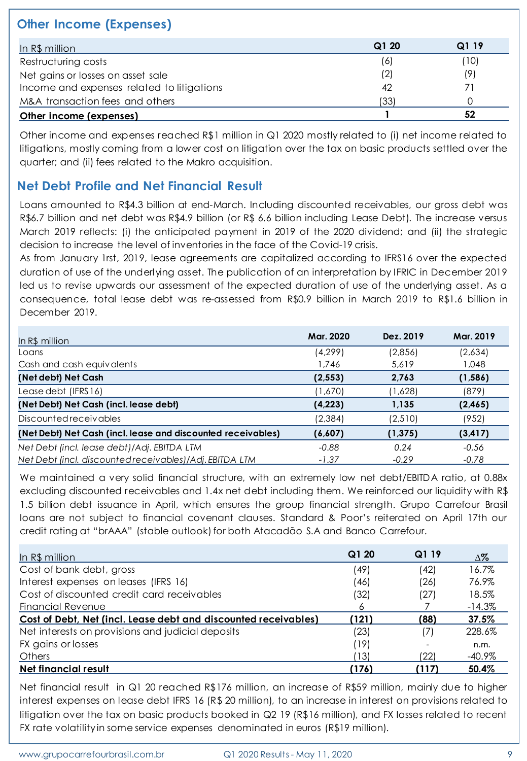## Other Income (Expenses)

| In R$ million | Q1 20 | Q1 19 |
|---|---|---|
| Restructuring costs | (6) | (10) |
| Net gains or losses on asset sale | (2) | (9) |
| Income and expenses related to litigations | 42 | 71 |
| M&A transaction fees and others | (33) | 0 |
| **Other income (expenses)** | **1** | **52** |

Other income and expenses reached R$1 million in Q1 2020 mostly related to (i) net income related to litigations, mostly coming from a lower cost on litigation over the tax on basic products settled over the quarter; and (ii) fees related to the Makro acquisition.

## Net Debt Profile and Net Financial Result

Loans amounted to R$4.3 billion at end-March. Including discounted receivables, our gross debt was R$6.7 billion and net debt was R$4.9 billion (or R$ 6.6 billion including Lease Debt). The increase versus March 2019 reflects: (i) the anticipated payment in 2019 of the 2020 dividend; and (ii) the strategic decision to increase the level of inventories in the face of the Covid-19 crisis.
As from January 1rst, 2019, lease agreements are capitalized according to IFRS16 over the expected duration of use of the underlying asset. The publication of an interpretation by IFRIC in December 2019 led us to revise upwards our assessment of the expected duration of use of the underlying asset. As a consequence, total lease debt was re-assessed from R$0.9 billion in March 2019 to R$1.6 billion in December 2019.

| In R$ million | Mar. 2020 | Dez. 2019 | Mar. 2019 |
|---|---|---|---|
| Loans | (4,299) | (2,856) | (2,634) |
| Cash and cash equivalents | 1,746 | 5,619 | 1,048 |
| **(Net debt) Net Cash** | **(2,553)** | **2,763** | **(1,586)** |
| Lease debt (IFRS16) | (1,670) | (1,628) | (879) |
| **(Net Debt) Net Cash (incl. lease debt)** | **(4,223)** | **1,135** | **(2,465)** |
| Discounted receivables | (2,384) | (2,510) | (952) |
| **(Net Debt) Net Cash (incl. lease and discounted receivables)** | **(6,607)** | **(1,375)** | **(3,417)** |
| *Net Debt (incl. lease debt)/Adj. EBITDA LTM* | *-0.88* | *0.24* | *-0,56* |
| *Net Debt (incl. discounted receivables)/Adj. EBITDA LTM* | *-1.37* | *-0.29* | *-0,78* |

We maintained a very solid financial structure, with an extremely low net debt/EBITDA ratio, at 0.88x excluding discounted receivables and 1.4x net debt including them. We reinforced our liquidity with R$ 1.5 billion debt issuance in April, which ensures the group financial strength. Grupo Carrefour Brasil loans are not subject to financial covenant clauses. Standard & Poor's reiterated on April 17th our credit rating at "brAAA" (stable outlook) for both Atacadão S.A and Banco Carrefour.

| In R$ million | Q1 20 | Q1 19 | Δ% |
|---|---|---|---|
| Cost of bank debt, gross | (49) | (42) | 16.7% |
| Interest expenses on leases (IFRS 16) | (46) | (26) | 76.9% |
| Cost of discounted credit card receivables | (32) | (27) | 18.5% |
| Financial Revenue | 6 | 7 | -14.3% |
| **Cost of Debt, Net (incl. Lease debt and discounted receivables)** | **(121)** | **(88)** | **37.5%** |
| Net interests on provisions and judicial deposits | (23) | (7) | 228.6% |
| FX gains or losses | (19) | - | n.m. |
| Others | (13) | (22) | -40.9% |
| **Net financial result** | **(176)** | **(117)** | **50.4%** |

Net financial result in Q1 20 reached R$176 million, an increase of R$59 million, mainly due to higher interest expenses on lease debt IFRS 16 (R$ 20 million), to an increase in interest on provisions related to litigation over the tax on basic products booked in Q2 19 (R$16 million), and FX losses related to recent FX rate volatility in some service expenses denominated in euros (R$19 million).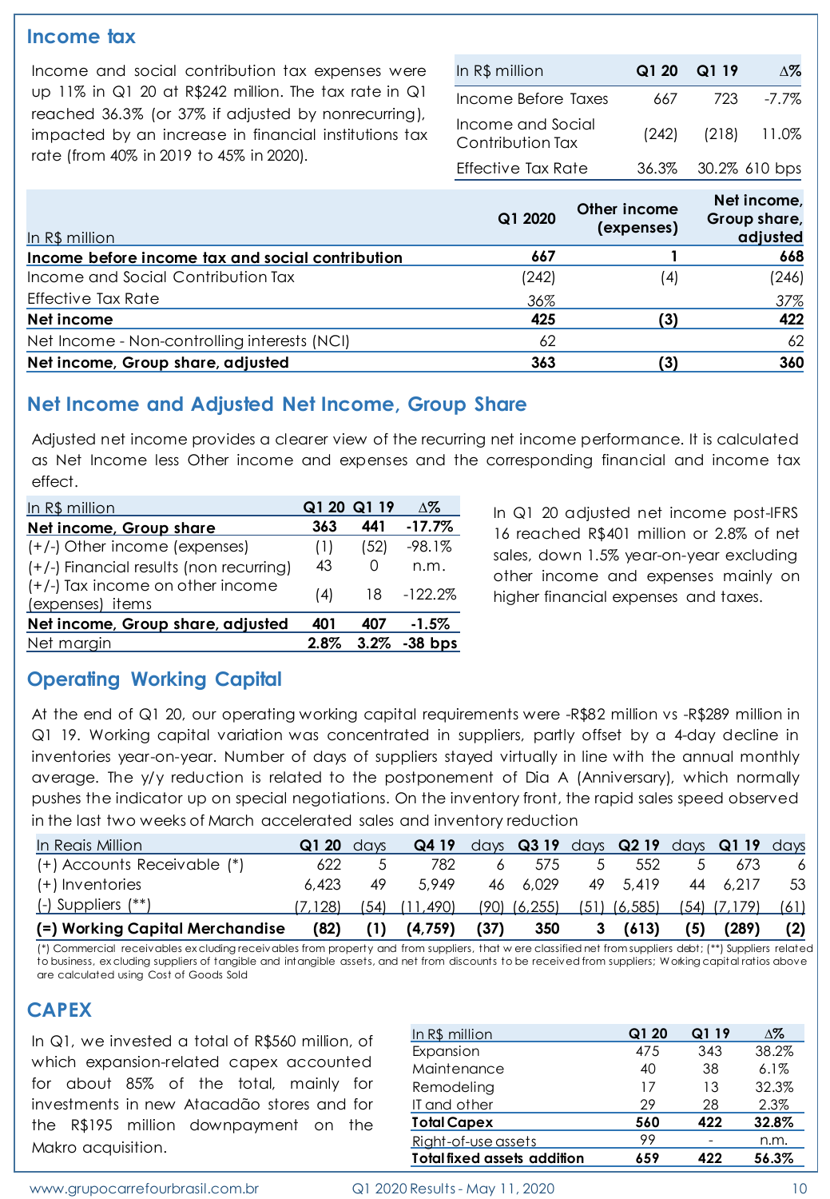## Income tax

Income and social contribution tax expenses were up 11% in Q1 20 at R$242 million. The tax rate in Q1 reached 36.3% (or 37% if adjusted by nonrecurring), impacted by an increase in financial institutions tax rate (from 40% in 2019 to 45% in 2020).

| In R$ million | Q1 20 | Q1 19 | ∆% |
|---|---|---|---|
| Income Before Taxes | 667 | 723 | -7.7% |
| Income and Social Contribution Tax | (242) | (218) | 11.0% |
| Effective Tax Rate | 36.3% | 30.2% | 610 bps |

| In R$ million | Q1 2020 | Other income (expenses) | Net income, Group share, adjusted |
|---|---|---|---|
| **Income before income tax and social contribution** | **667** | **1** | **668** |
| Income and Social Contribution Tax | (242) | (4) | (246) |
| Effective Tax Rate | 36% | | 37% |
| **Net income** | **425** | **(3)** | **422** |
| Net Income - Non-controlling interests (NCI) | 62 | | 62 |
| **Net income, Group share, adjusted** | **363** | **(3)** | **360** |

## Net Income and Adjusted Net Income, Group Share

Adjusted net income provides a clearer view of the recurring net income performance. It is calculated as Net Income less Other income and expenses and the corresponding financial and income tax effect.

| In R$ million | Q1 20 | Q1 19 | ∆% |
|---|---|---|---|
| **Net income, Group share** | **363** | **441** | **-17.7%** |
| (+/-) Other income (expenses) | (1) | (52) | -98.1% |
| (+/-) Financial results (non recurring) | 43 | 0 | n.m. |
| (+/-) Tax income on other income (expenses) items | (4) | 18 | -122.2% |
| **Net income, Group share, adjusted** | **401** | **407** | **-1.5%** |
| Net margin | **2.8%** | **3.2%** | **-38 bps** |

In Q1 20 adjusted net income post-IFRS 16 reached R$401 million or 2.8% of net sales, down 1.5% year-on-year excluding other income and expenses mainly on higher financial expenses and taxes.

## Operating Working Capital

At the end of Q1 20, our operating working capital requirements were -R$82 million vs -R$289 million in Q1 19. Working capital variation was concentrated in suppliers, partly offset by a 4-day decline in inventories year-on-year. Number of days of suppliers stayed virtually in line with the annual monthly average. The y/y reduction is related to the postponement of Dia A (Anniversary), which normally pushes the indicator up on special negotiations. On the inventory front, the rapid sales speed observed in the last two weeks of March accelerated sales and inventory reduction

| In Reais Million | Q1 20 | days | Q4 19 | days | Q3 19 | days | Q2 19 | days | Q1 19 | days |
|---|---|---|---|---|---|---|---|---|---|---|
| (+) Accounts Receivable (*) | 622 | 5 | 782 | 6 | 575 | 5 | 552 | 5 | 673 | 6 |
| (+) Inventories | 6,423 | 49 | 5,949 | 46 | 6,029 | 49 | 5,419 | 44 | 6,217 | 53 |
| (-) Suppliers (**) | (7,128) | (54) | (11,490) | (90) | (6,255) | (51) | (6,585) | (54) | (7,179) | (61) |
| **(=) Working Capital Merchandise** | **(82)** | **(1)** | **(4,759)** | **(37)** | **350** | **3** | **(613)** | **(5)** | **(289)** | **(2)** |

(*) Commercial receivables excluding receivables from property and from suppliers, that were classified net from suppliers debt; (**) Suppliers related to business, excluding suppliers of tangible and intangible assets, and net from discounts to be received from suppliers; Working capital ratios above are calculated using Cost of Goods Sold

## CAPEX

In Q1, we invested a total of R$560 million, of which expansion-related capex accounted for about 85% of the total, mainly for investments in new Atacadão stores and for the R$195 million downpayment on the Makro acquisition.

| In R$ million | Q1 20 | Q1 19 | ∆% |
|---|---|---|---|
| Expansion | 475 | 343 | 38.2% |
| Maintenance | 40 | 38 | 6.1% |
| Remodeling | 17 | 13 | 32.3% |
| IT and other | 29 | 28 | 2.3% |
| **Total Capex** | **560** | **422** | **32.8%** |
| Right-of-use assets | 99 | - | n.m. |
| **Total fixed assets addition** | **659** | **422** | **56.3%** |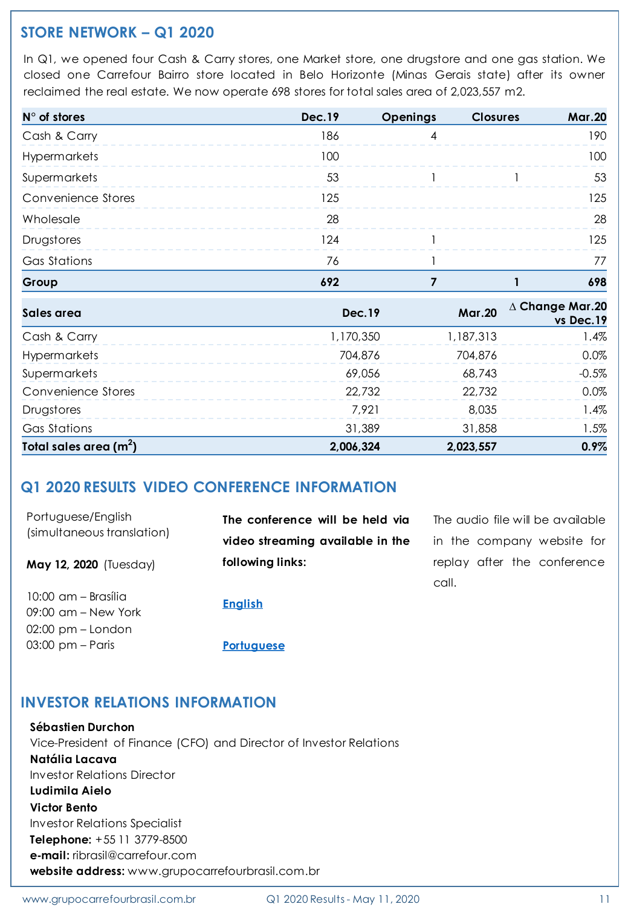## STORE NETWORK – Q1 2020

In Q1, we opened four Cash & Carry stores, one Market store, one drugstore and one gas station. We closed one Carrefour Bairro store located in Belo Horizonte (Minas Gerais state) after its owner reclaimed the real estate. We now operate 698 stores for total sales area of 2,023,557 m2.

| N° of stores | Dec.19 | Openings | Closures | Mar.20 |
|---|---|---|---|---|
| Cash & Carry | 186 | 4 | | 190 |
| Hypermarkets | 100 | | | 100 |
| Supermarkets | 53 | 1 | 1 | 53 |
| Convenience Stores | 125 | | | 125 |
| Wholesale | 28 | | | 28 |
| Drugstores | 124 | 1 | | 125 |
| Gas Stations | 76 | 1 | | 77 |
| **Group** | **692** | **7** | **1** | **698** |

| Sales area | Dec.19 | Mar.20 | Δ Change Mar.20 vs Dec.19 |
|---|---|---|---|
| Cash & Carry | 1,170,350 | 1,187,313 | 1.4% |
| Hypermarkets | 704,876 | 704,876 | 0.0% |
| Supermarkets | 69,056 | 68,743 | -0.5% |
| Convenience Stores | 22,732 | 22,732 | 0.0% |
| Drugstores | 7,921 | 8,035 | 1.4% |
| Gas Stations | 31,389 | 31,858 | 1.5% |
| **Total sales area ($m^2$)** | **2,006,324** | **2,023,557** | **0.9%** |

## Q1 2020 RESULTS VIDEO CONFERENCE INFORMATION

Portuguese/English (simultaneous translation)

**May 12, 2020** (Tuesday)

10:00 am – Brasília
09:00 am – New York
02:00 pm – London
03:00 pm – Paris

**The conference will be held via video streaming available in the following links:**

English

Portuguese

The audio file will be available in the company website for replay after the conference call.

## INVESTOR RELATIONS INFORMATION

**Sébastien Durchon**
Vice-President of Finance (CFO) and Director of Investor Relations
**Natália Lacava**
Investor Relations Director
**Ludimila Aielo**
**Victor Bento**
Investor Relations Specialist
**Telephone:** +55 11 3779-8500
**e-mail:** ribrasil@carrefour.com
**website address:** www.grupocarrefourbrasil.com.br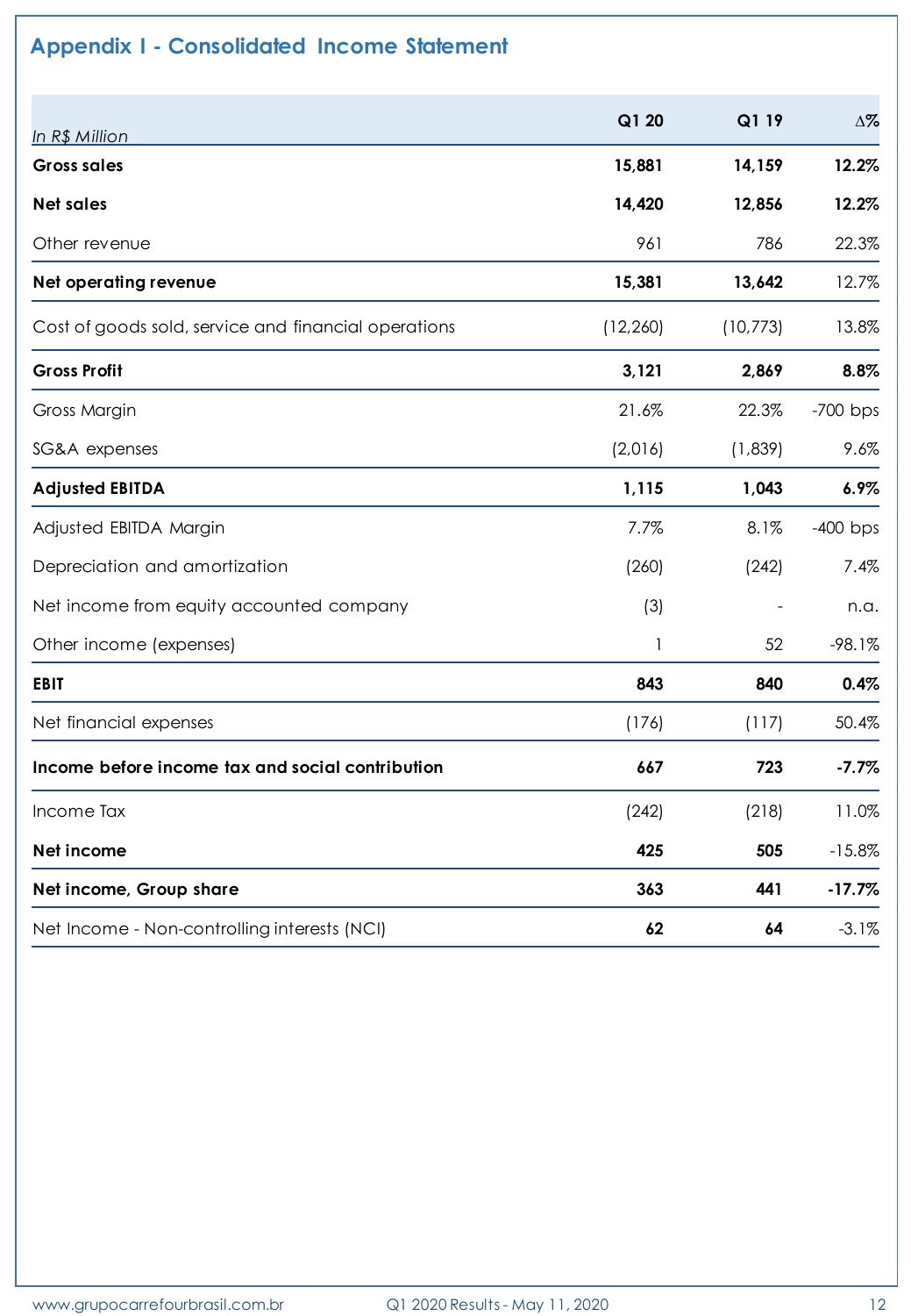## Appendix I - Consolidated Income Statement

| *In R$ Million* | Q1 20 | Q1 19 | Δ% |
|---|---|---|---|
| **Gross sales** | **15,881** | **14,159** | **12.2%** |
| **Net sales** | **14,420** | **12,856** | **12.2%** |
| Other revenue | 961 | 786 | 22.3% |
| **Net operating revenue** | **15,381** | **13,642** | 12.7% |
| Cost of goods sold, service and financial operations | (12,260) | (10,773) | 13.8% |
| **Gross Profit** | **3,121** | **2,869** | **8.8%** |
| Gross Margin | 21.6% | 22.3% | -700 bps |
| SG&A expenses | (2,016) | (1,839) | 9.6% |
| **Adjusted EBITDA** | **1,115** | **1,043** | **6.9%** |
| Adjusted EBITDA Margin | 7.7% | 8.1% | -400 bps |
| Depreciation and amortization | (260) | (242) | 7.4% |
| Net income from equity accounted company | (3) | - | n.a. |
| Other income (expenses) | 1 | 52 | -98.1% |
| **EBIT** | **843** | **840** | **0.4%** |
| Net financial expenses | (176) | (117) | 50.4% |
| **Income before income tax and social contribution** | **667** | **723** | **-7.7%** |
| Income Tax | (242) | (218) | 11.0% |
| **Net income** | **425** | **505** | -15.8% |
| **Net income, Group share** | **363** | **441** | **-17.7%** |
| Net Income - Non-controlling interests (NCI) | **62** | **64** | -3.1% |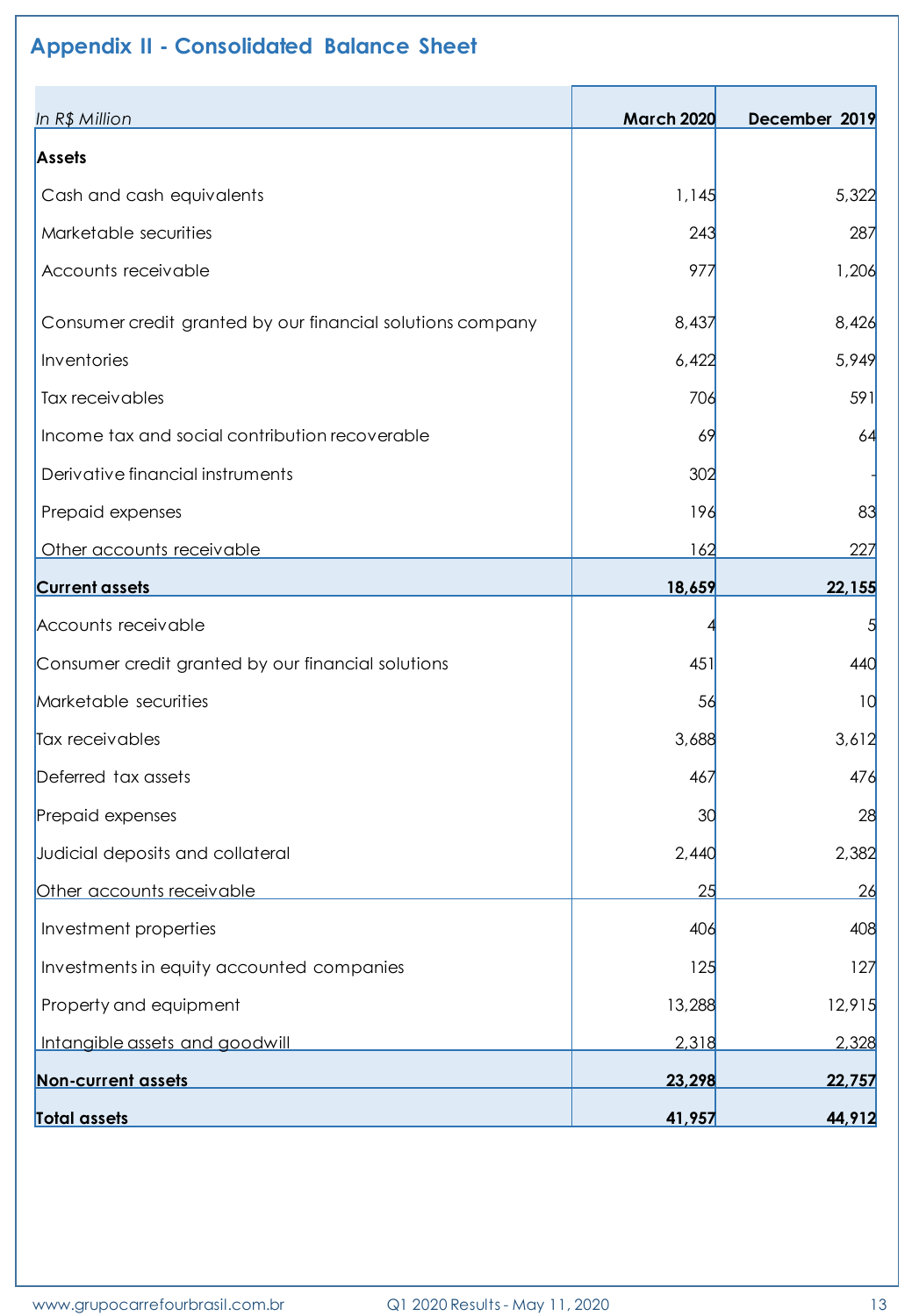## Appendix II - Consolidated Balance Sheet

| *In R$ Million* | March 2020 | December 2019 |
|---|---|---|
| **Assets** | | |
| Cash and cash equivalents | 1,145 | 5,322 |
| Marketable securities | 243 | 287 |
| Accounts receivable | 977 | 1,206 |
| Consumer credit granted by our financial solutions company | 8,437 | 8,426 |
| Inventories | 6,422 | 5,949 |
| Tax receivables | 706 | 591 |
| Income tax and social contribution recoverable | 69 | 64 |
| Derivative financial instruments | 302 | - |
| Prepaid expenses | 196 | 83 |
| Other accounts receivable | 162 | 227 |
| **Current assets** | **18,659** | **22,155** |
| Accounts receivable | 4 | 5 |
| Consumer credit granted by our financial solutions | 451 | 440 |
| Marketable securities | 56 | 10 |
| Tax receivables | 3,688 | 3,612 |
| Deferred tax assets | 467 | 476 |
| Prepaid expenses | 30 | 28 |
| Judicial deposits and collateral | 2,440 | 2,382 |
| Other accounts receivable | 25 | 26 |
| Investment properties | 406 | 408 |
| Investments in equity accounted companies | 125 | 127 |
| Property and equipment | 13,288 | 12,915 |
| Intangible assets and goodwill | 2,318 | 2,328 |
| **Non-current assets** | **23,298** | **22,757** |
| **Total assets** | **41,957** | **44,912** |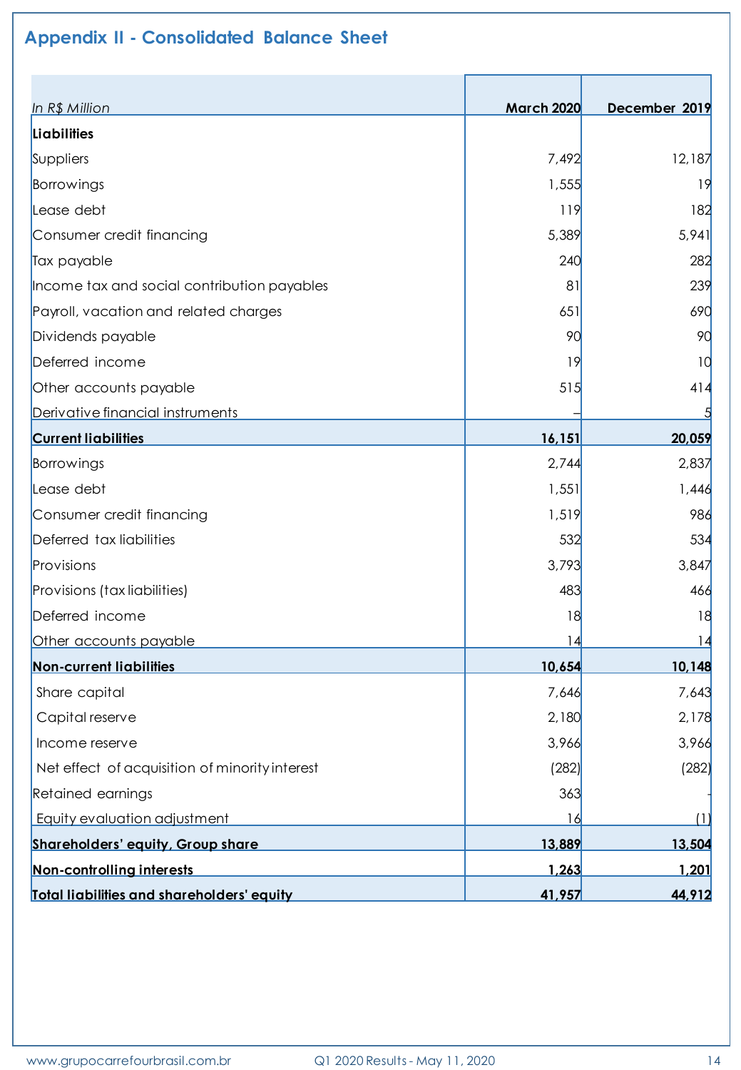## Appendix II - Consolidated Balance Sheet

| *In R$ Million* | **March 2020** | **December 2019** |
|---|---|---|
| **Liabilities** | | |
| Suppliers | 7,492 | 12,187 |
| Borrowings | 1,555 | 19 |
| Lease debt | 119 | 182 |
| Consumer credit financing | 5,389 | 5,941 |
| Tax payable | 240 | 282 |
| Income tax and social contribution payables | 81 | 239 |
| Payroll, vacation and related charges | 651 | 690 |
| Dividends payable | 90 | 90 |
| Deferred income | 19 | 10 |
| Other accounts payable | 515 | 414 |
| Derivative financial instruments | – | 5 |
| **Current liabilities** | **16,151** | **20,059** |
| Borrowings | 2,744 | 2,837 |
| Lease debt | 1,551 | 1,446 |
| Consumer credit financing | 1,519 | 986 |
| Deferred tax liabilities | 532 | 534 |
| Provisions | 3,793 | 3,847 |
| Provisions (tax liabilities) | 483 | 466 |
| Deferred income | 18 | 18 |
| Other accounts payable | 14 | 14 |
| **Non-current liabilities** | **10,654** | **10,148** |
| Share capital | 7,646 | 7,643 |
| Capital reserve | 2,180 | 2,178 |
| Income reserve | 3,966 | 3,966 |
| Net effect of acquisition of minority interest | (282) | (282) |
| Retained earnings | 363 | - |
| Equity evaluation adjustment | 16 | (1) |
| **Shareholders' equity, Group share** | **13,889** | **13,504** |
| **Non-controlling interests** | **1,263** | **1,201** |
| **Total liabilities and shareholders' equity** | **41,957** | **44,912** |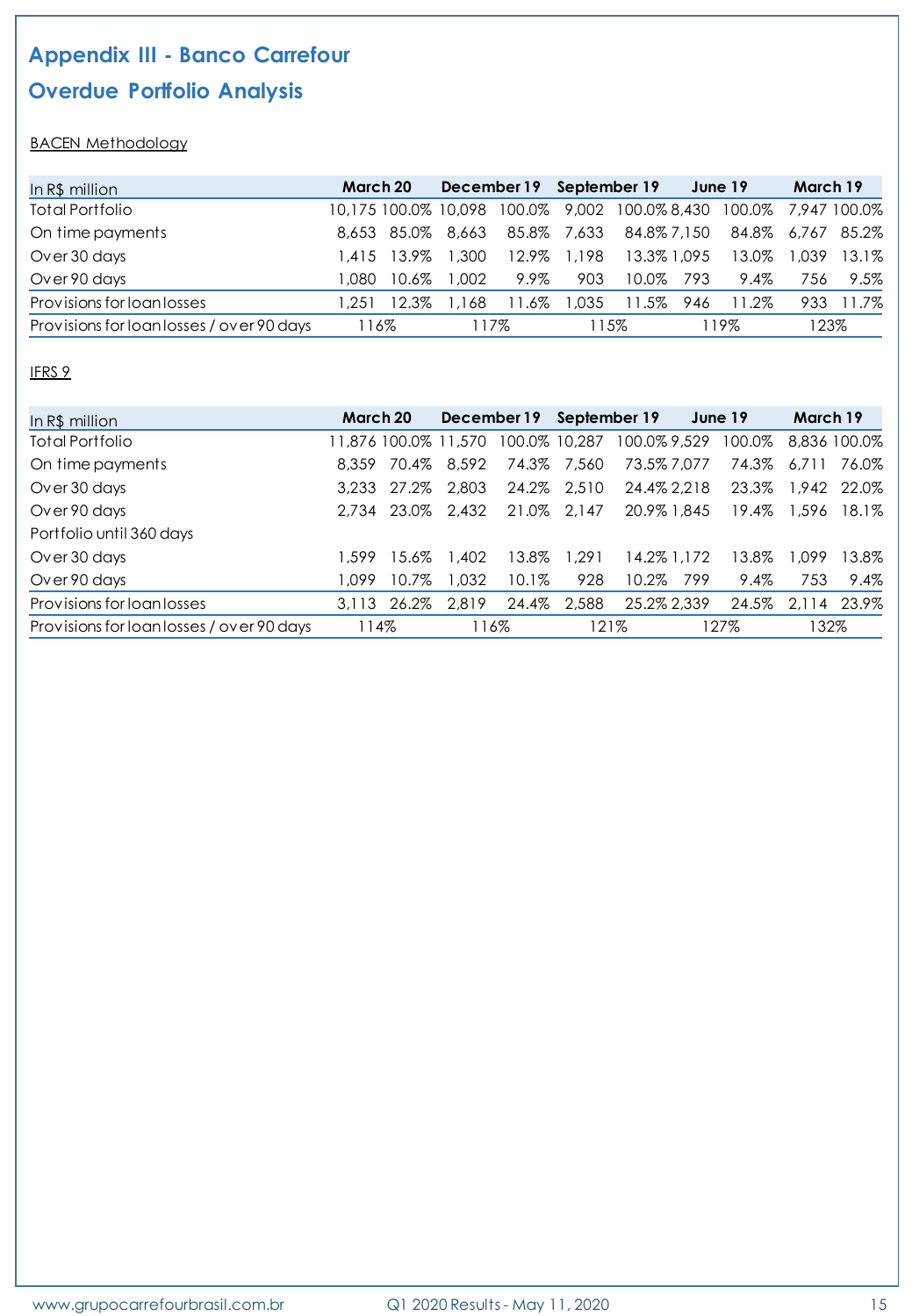# Appendix III - Banco Carrefour

## Overdue Portfolio Analysis

BACEN Methodology

| In R$ million | March 20 | | December 19 | | September 19 | | June 19 | | March 19 | |
|---|---|---|---|---|---|---|---|---|---|---|
| Total Portfolio | 10,175 | 100.0% | 10,098 | 100.0% | 9,002 | 100.0% | 8,430 | 100.0% | 7,947 | 100.0% |
| On time payments | 8,653 | 85.0% | 8,663 | 85.8% | 7,633 | 84.8% | 7,150 | 84.8% | 6,767 | 85.2% |
| Over 30 days | 1,415 | 13.9% | 1,300 | 12.9% | 1,198 | 13.3% | 1,095 | 13.0% | 1,039 | 13.1% |
| Over 90 days | 1,080 | 10.6% | 1,002 | 9.9% | 903 | 10.0% | 793 | 9.4% | 756 | 9.5% |
| Provisions for loan losses | 1,251 | 12.3% | 1,168 | 11.6% | 1,035 | 11.5% | 946 | 11.2% | 933 | 11.7% |
| Provisions for loan losses / over 90 days | 116% | | 117% | | 115% | | 119% | | 123% | |

IFRS 9

| In R$ million | March 20 | | December 19 | | September 19 | | June 19 | | March 19 | |
|---|---|---|---|---|---|---|---|---|---|---|
| Total Portfolio | 11,876 | 100.0% | 11,570 | 100.0% | 10,287 | 100.0% | 9,529 | 100.0% | 8,836 | 100.0% |
| On time payments | 8,359 | 70.4% | 8,592 | 74.3% | 7,560 | 73.5% | 7,077 | 74.3% | 6,711 | 76.0% |
| Over 30 days | 3,233 | 27.2% | 2,803 | 24.2% | 2,510 | 24.4% | 2,218 | 23.3% | 1,942 | 22.0% |
| Over 90 days | 2,734 | 23.0% | 2,432 | 21.0% | 2,147 | 20.9% | 1,845 | 19.4% | 1,596 | 18.1% |
| Portfolio until 360 days | | | | | | | | | | |
| Over 30 days | 1,599 | 15.6% | 1,402 | 13.8% | 1,291 | 14.2% | 1,172 | 13.8% | 1,099 | 13.8% |
| Over 90 days | 1,099 | 10.7% | 1,032 | 10.1% | 928 | 10.2% | 799 | 9.4% | 753 | 9.4% |
| Provisions for loan losses | 3,113 | 26.2% | 2,819 | 24.4% | 2,588 | 25.2% | 2,339 | 24.5% | 2,114 | 23.9% |
| Provisions for loan losses / over 90 days | 114% | | 116% | | 121% | | 127% | | 132% | |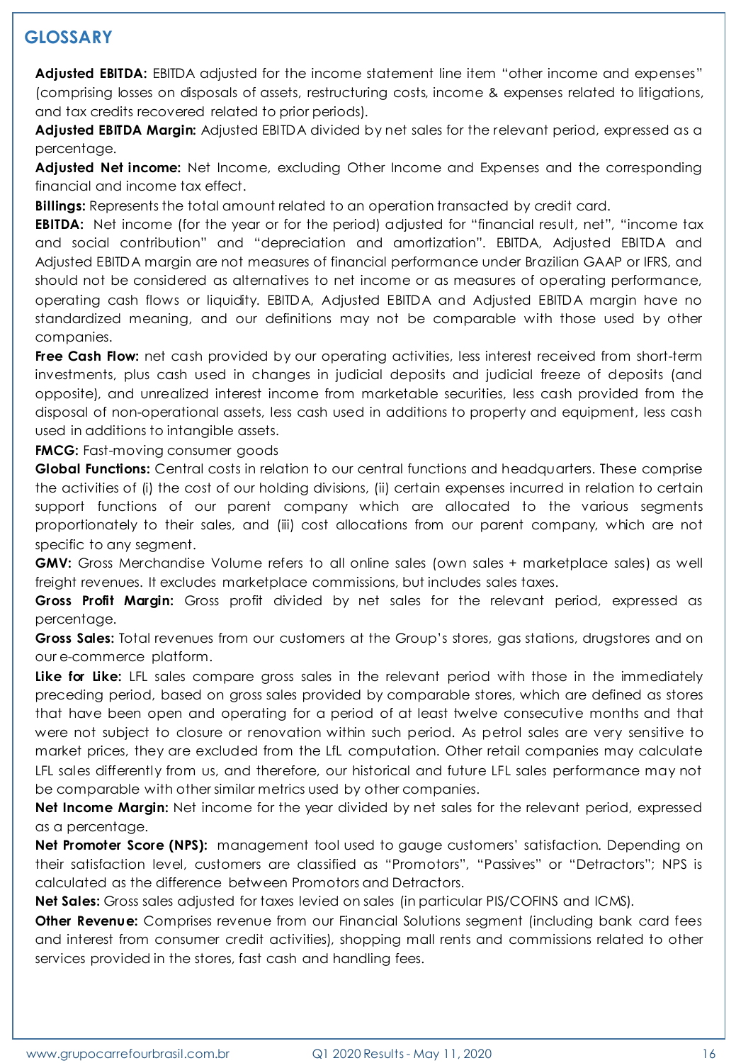## GLOSSARY

**Adjusted EBITDA:** EBITDA adjusted for the income statement line item "other income and expenses" (comprising losses on disposals of assets, restructuring costs, income & expenses related to litigations, and tax credits recovered related to prior periods).

**Adjusted EBITDA Margin:** Adjusted EBITDA divided by net sales for the relevant period, expressed as a percentage.

**Adjusted Net income:** Net Income, excluding Other Income and Expenses and the corresponding financial and income tax effect.

**Billings:** Represents the total amount related to an operation transacted by credit card.

**EBITDA:** Net income (for the year or for the period) adjusted for "financial result, net", "income tax and social contribution" and "depreciation and amortization". EBITDA, Adjusted EBITDA and Adjusted EBITDA margin are not measures of financial performance under Brazilian GAAP or IFRS, and should not be considered as alternatives to net income or as measures of operating performance, operating cash flows or liquidity. EBITDA, Adjusted EBITDA and Adjusted EBITDA margin have no standardized meaning, and our definitions may not be comparable with those used by other companies.

**Free Cash Flow:** net cash provided by our operating activities, less interest received from short-term investments, plus cash used in changes in judicial deposits and judicial freeze of deposits (and opposite), and unrealized interest income from marketable securities, less cash provided from the disposal of non-operational assets, less cash used in additions to property and equipment, less cash used in additions to intangible assets.

**FMCG:** Fast-moving consumer goods

**Global Functions:** Central costs in relation to our central functions and headquarters. These comprise the activities of (i) the cost of our holding divisions, (ii) certain expenses incurred in relation to certain support functions of our parent company which are allocated to the various segments proportionately to their sales, and (iii) cost allocations from our parent company, which are not specific to any segment.

**GMV:** Gross Merchandise Volume refers to all online sales (own sales + marketplace sales) as well freight revenues. It excludes marketplace commissions, but includes sales taxes.

**Gross Profit Margin:** Gross profit divided by net sales for the relevant period, expressed as percentage.

**Gross Sales:** Total revenues from our customers at the Group's stores, gas stations, drugstores and on our e-commerce platform.

**Like for Like:** LFL sales compare gross sales in the relevant period with those in the immediately preceding period, based on gross sales provided by comparable stores, which are defined as stores that have been open and operating for a period of at least twelve consecutive months and that were not subject to closure or renovation within such period. As petrol sales are very sensitive to market prices, they are excluded from the LfL computation. Other retail companies may calculate LFL sales differently from us, and therefore, our historical and future LFL sales performance may not be comparable with other similar metrics used by other companies.

**Net Income Margin:** Net income for the year divided by net sales for the relevant period, expressed as a percentage.

**Net Promoter Score (NPS):** management tool used to gauge customers' satisfaction. Depending on their satisfaction level, customers are classified as "Promotors", "Passives" or "Detractors"; NPS is calculated as the difference between Promotors and Detractors.

**Net Sales:** Gross sales adjusted for taxes levied on sales (in particular PIS/COFINS and ICMS).

**Other Revenue:** Comprises revenue from our Financial Solutions segment (including bank card fees and interest from consumer credit activities), shopping mall rents and commissions related to other services provided in the stores, fast cash and handling fees.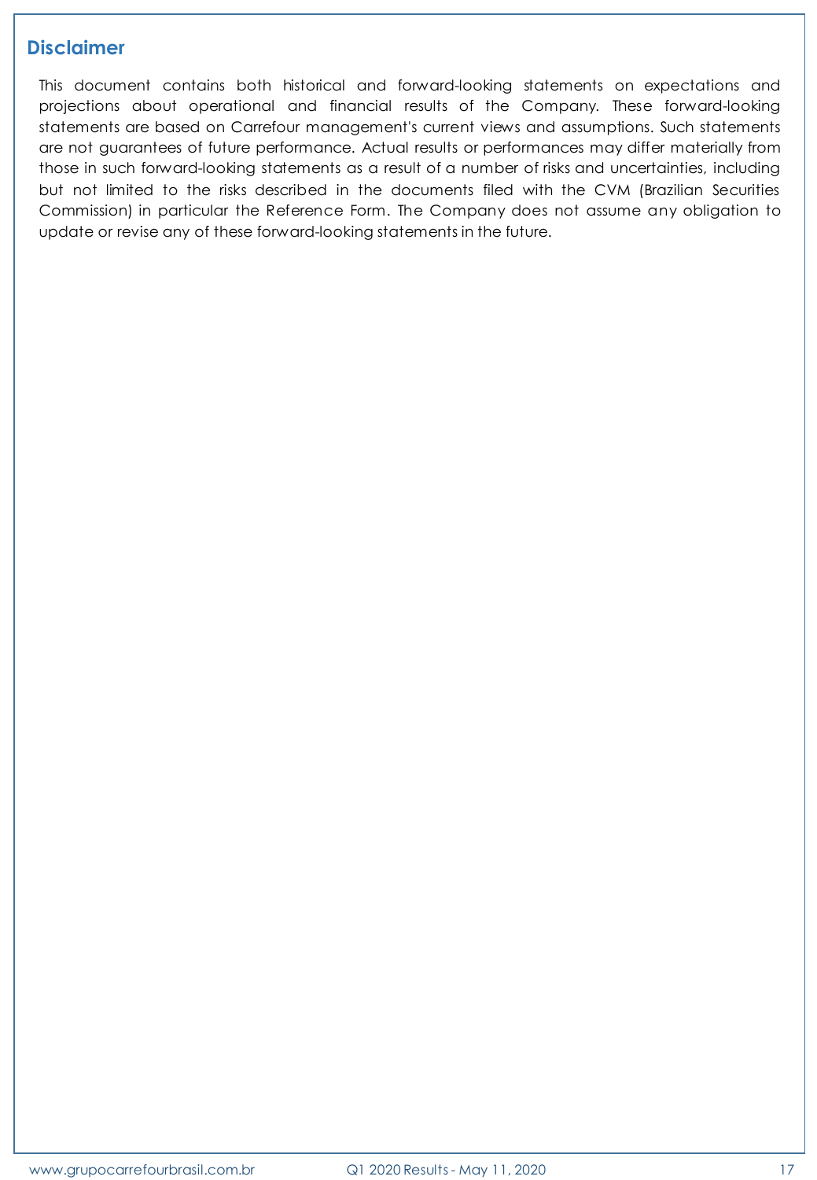## Disclaimer

This document contains both historical and forward-looking statements on expectations and projections about operational and financial results of the Company. These forward-looking statements are based on Carrefour management's current views and assumptions. Such statements are not guarantees of future performance. Actual results or performances may differ materially from those in such forward-looking statements as a result of a number of risks and uncertainties, including but not limited to the risks described in the documents filed with the CVM (Brazilian Securities Commission) in particular the Reference Form. The Company does not assume any obligation to update or revise any of these forward-looking statements in the future.